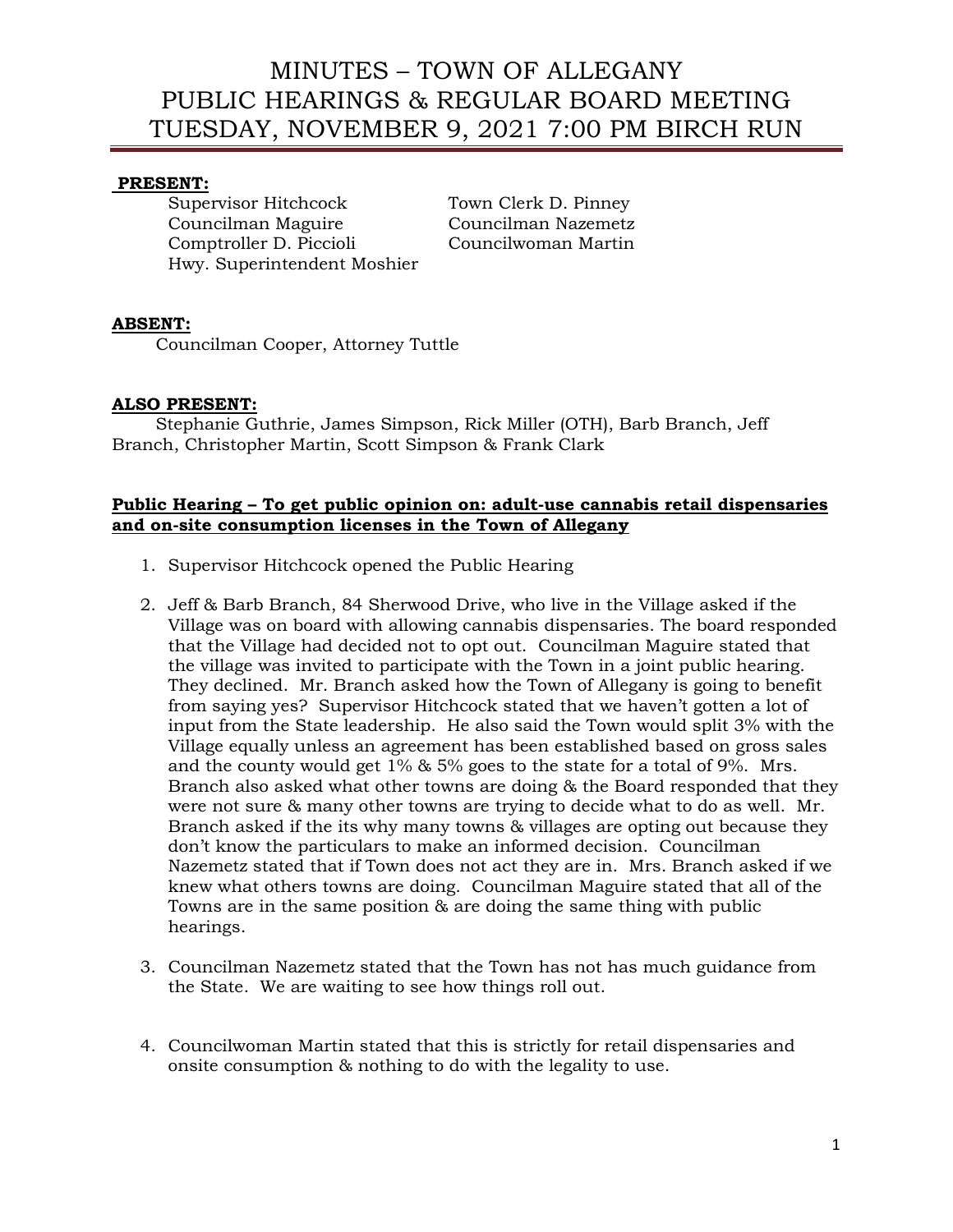# MINUTES – TOWN OF ALLEGANY
# PUBLIC HEARINGS & REGULAR BOARD MEETING
# TUESDAY, NOVEMBER 9, 2021 7:00 PM BIRCH RUN

**PRESENT:**

Supervisor Hitchcock
Councilman Maguire
Comptroller D. Piccioli
Hwy. Superintendent Moshier
Town Clerk D. Pinney
Councilman Nazemetz
Councilwoman Martin

**ABSENT:**

Councilman Cooper, Attorney Tuttle

**ALSO PRESENT:**

Stephanie Guthrie, James Simpson, Rick Miller (OTH), Barb Branch, Jeff Branch, Christopher Martin, Scott Simpson & Frank Clark

**Public Hearing – To get public opinion on: adult-use cannabis retail dispensaries and on-site consumption licenses in the Town of Allegany**

1. Supervisor Hitchcock opened the Public Hearing

2. Jeff & Barb Branch, 84 Sherwood Drive, who live in the Village asked if the Village was on board with allowing cannabis dispensaries. The board responded that the Village had decided not to opt out. Councilman Maguire stated that the village was invited to participate with the Town in a joint public hearing. They declined. Mr. Branch asked how the Town of Allegany is going to benefit from saying yes? Supervisor Hitchcock stated that we haven't gotten a lot of input from the State leadership. He also said the Town would split 3% with the Village equally unless an agreement has been established based on gross sales and the county would get 1% & 5% goes to the state for a total of 9%. Mrs. Branch also asked what other towns are doing & the Board responded that they were not sure & many other towns are trying to decide what to do as well. Mr. Branch asked if the its why many towns & villages are opting out because they don't know the particulars to make an informed decision. Councilman Nazemetz stated that if Town does not act they are in. Mrs. Branch asked if we knew what others towns are doing. Councilman Maguire stated that all of the Towns are in the same position & are doing the same thing with public hearings.

3. Councilman Nazemetz stated that the Town has not has much guidance from the State. We are waiting to see how things roll out.

4. Councilwoman Martin stated that this is strictly for retail dispensaries and onsite consumption & nothing to do with the legality to use.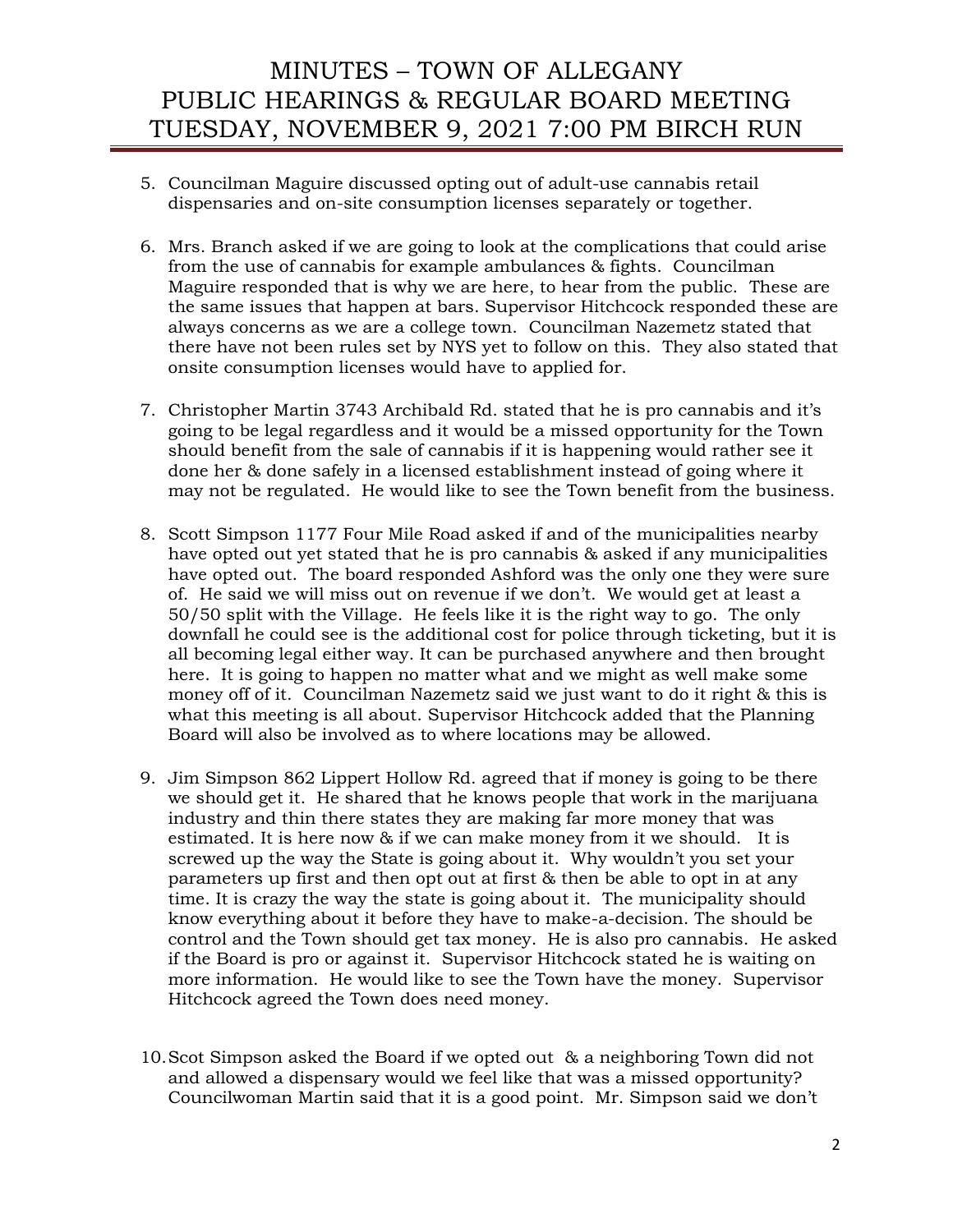5. Councilman Maguire discussed opting out of adult-use cannabis retail dispensaries and on-site consumption licenses separately or together.

6. Mrs. Branch asked if we are going to look at the complications that could arise from the use of cannabis for example ambulances & fights. Councilman Maguire responded that is why we are here, to hear from the public. These are the same issues that happen at bars. Supervisor Hitchcock responded these are always concerns as we are a college town. Councilman Nazemetz stated that there have not been rules set by NYS yet to follow on this. They also stated that onsite consumption licenses would have to applied for.

7. Christopher Martin 3743 Archibald Rd. stated that he is pro cannabis and it's going to be legal regardless and it would be a missed opportunity for the Town should benefit from the sale of cannabis if it is happening would rather see it done her & done safely in a licensed establishment instead of going where it may not be regulated. He would like to see the Town benefit from the business.

8. Scott Simpson 1177 Four Mile Road asked if and of the municipalities nearby have opted out yet stated that he is pro cannabis & asked if any municipalities have opted out. The board responded Ashford was the only one they were sure of. He said we will miss out on revenue if we don't. We would get at least a 50/50 split with the Village. He feels like it is the right way to go. The only downfall he could see is the additional cost for police through ticketing, but it is all becoming legal either way. It can be purchased anywhere and then brought here. It is going to happen no matter what and we might as well make some money off of it. Councilman Nazemetz said we just want to do it right & this is what this meeting is all about. Supervisor Hitchcock added that the Planning Board will also be involved as to where locations may be allowed.

9. Jim Simpson 862 Lippert Hollow Rd. agreed that if money is going to be there we should get it. He shared that he knows people that work in the marijuana industry and thin there states they are making far more money that was estimated. It is here now & if we can make money from it we should. It is screwed up the way the State is going about it. Why wouldn't you set your parameters up first and then opt out at first & then be able to opt in at any time. It is crazy the way the state is going about it. The municipality should know everything about it before they have to make-a-decision. The should be control and the Town should get tax money. He is also pro cannabis. He asked if the Board is pro or against it. Supervisor Hitchcock stated he is waiting on more information. He would like to see the Town have the money. Supervisor Hitchcock agreed the Town does need money.

10. Scot Simpson asked the Board if we opted out & a neighboring Town did not and allowed a dispensary would we feel like that was a missed opportunity? Councilwoman Martin said that it is a good point. Mr. Simpson said we don't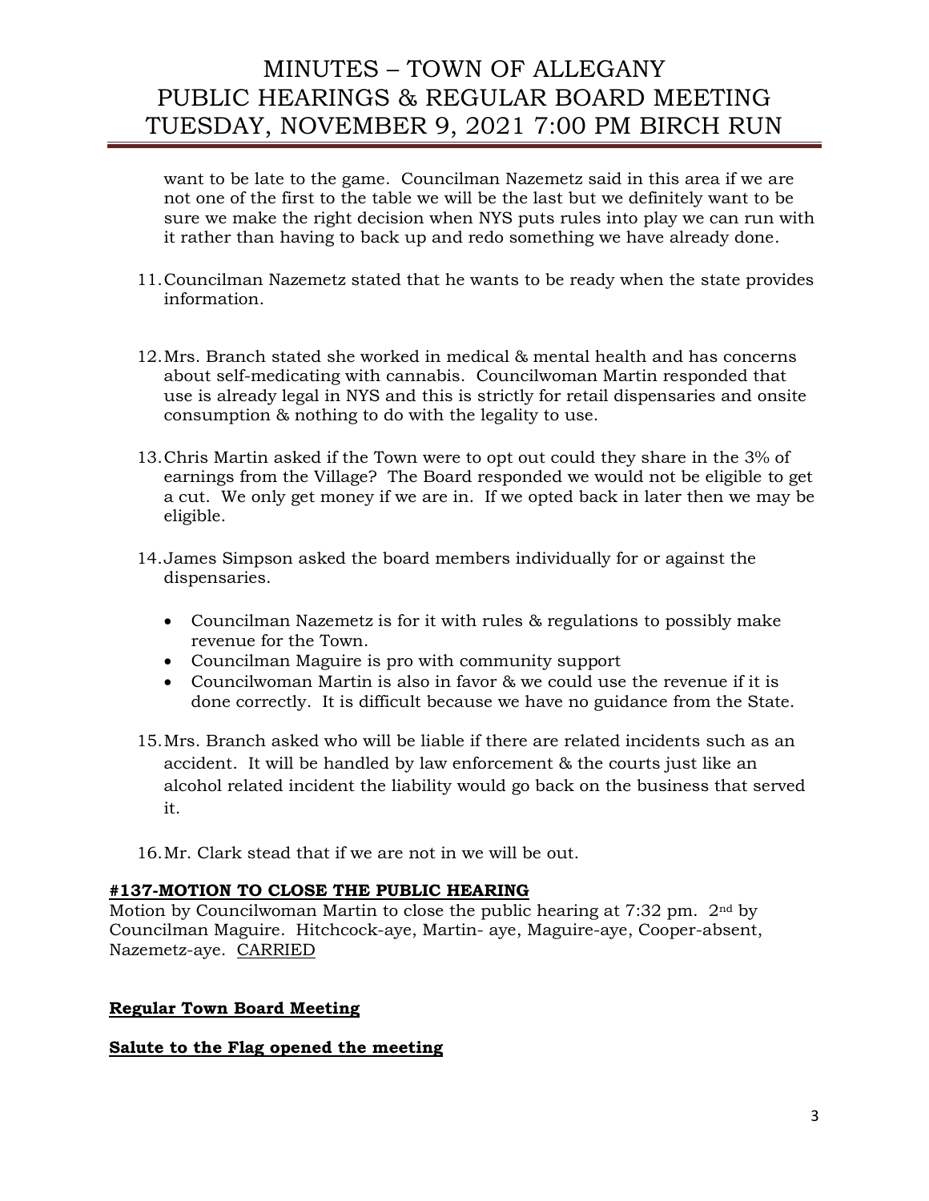want to be late to the game. Councilman Nazemetz said in this area if we are not one of the first to the table we will be the last but we definitely want to be sure we make the right decision when NYS puts rules into play we can run with it rather than having to back up and redo something we have already done.

11. Councilman Nazemetz stated that he wants to be ready when the state provides information.

12. Mrs. Branch stated she worked in medical & mental health and has concerns about self-medicating with cannabis. Councilwoman Martin responded that use is already legal in NYS and this is strictly for retail dispensaries and onsite consumption & nothing to do with the legality to use.

13. Chris Martin asked if the Town were to opt out could they share in the 3% of earnings from the Village? The Board responded we would not be eligible to get a cut. We only get money if we are in. If we opted back in later then we may be eligible.

14. James Simpson asked the board members individually for or against the dispensaries.

    - Councilman Nazemetz is for it with rules & regulations to possibly make revenue for the Town.
    - Councilman Maguire is pro with community support
    - Councilwoman Martin is also in favor & we could use the revenue if it is done correctly. It is difficult because we have no guidance from the State.

15. Mrs. Branch asked who will be liable if there are related incidents such as an accident. It will be handled by law enforcement & the courts just like an alcohol related incident the liability would go back on the business that served it.

16. Mr. Clark stead that if we are not in we will be out.

**#137-MOTION TO CLOSE THE PUBLIC HEARING**

Motion by Councilwoman Martin to close the public hearing at 7:32 pm. 2nd by Councilman Maguire. Hitchcock-aye, Martin- aye, Maguire-aye, Cooper-absent, Nazemetz-aye. CARRIED

**Regular Town Board Meeting**

**Salute to the Flag opened the meeting**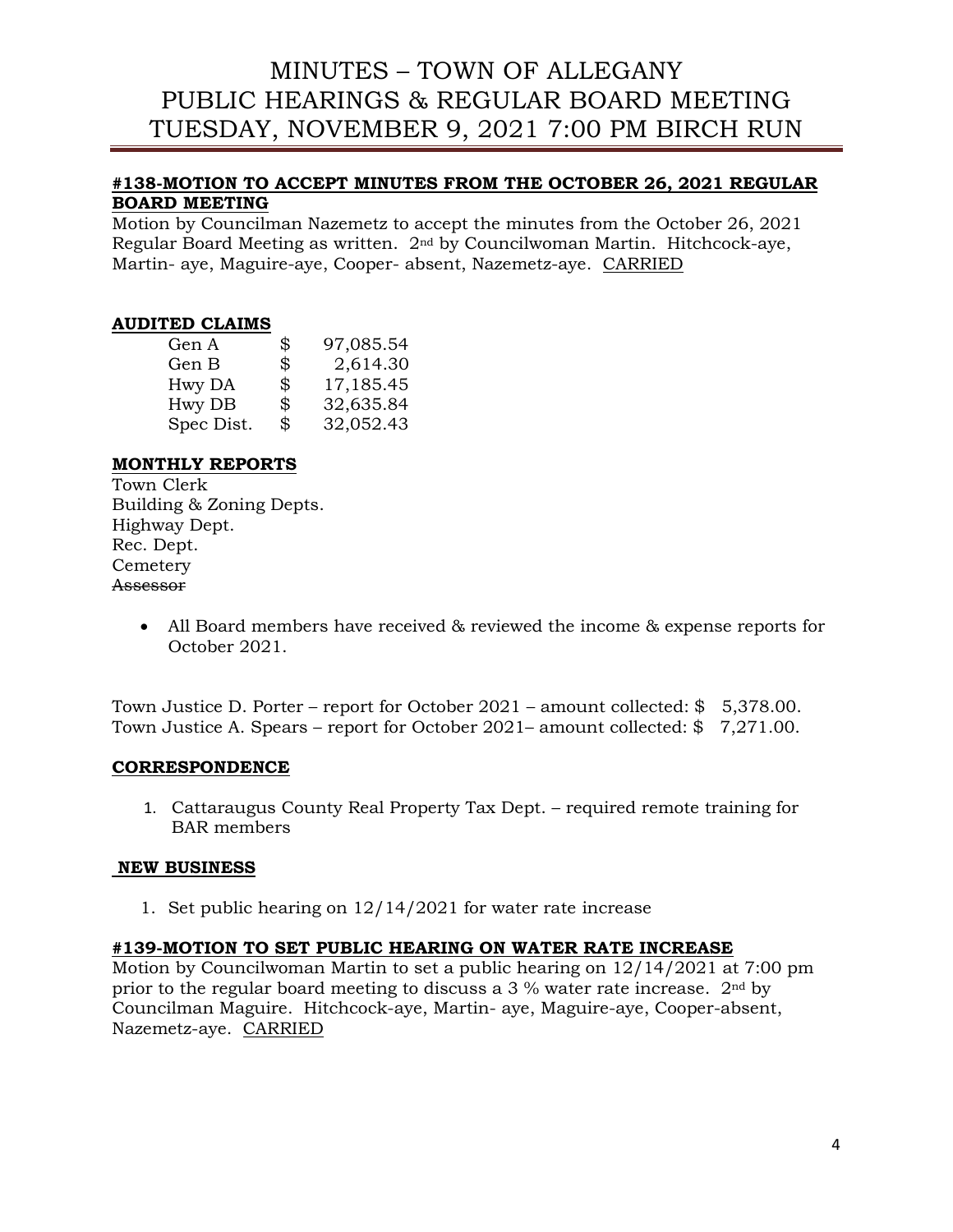# MINUTES – TOWN OF ALLEGANY
# PUBLIC HEARINGS & REGULAR BOARD MEETING
# TUESDAY, NOVEMBER 9, 2021 7:00 PM BIRCH RUN

**#138-MOTION TO ACCEPT MINUTES FROM THE OCTOBER 26, 2021 REGULAR BOARD MEETING**

Motion by Councilman Nazemetz to accept the minutes from the October 26, 2021 Regular Board Meeting as written. 2nd by Councilwoman Martin. Hitchcock-aye, Martin- aye, Maguire-aye, Cooper- absent, Nazemetz-aye. CARRIED

**AUDITED CLAIMS**

| | | |
|---|---|---|
| Gen A | $ | 97,085.54 |
| Gen B | $ | 2,614.30 |
| Hwy DA | $ | 17,185.45 |
| Hwy DB | $ | 32,635.84 |
| Spec Dist. | $ | 32,052.43 |

**MONTHLY REPORTS**

Town Clerk
Building & Zoning Depts.
Highway Dept.
Rec. Dept.
Cemetery
~~Assessor~~

- All Board members have received & reviewed the income & expense reports for October 2021.

Town Justice D. Porter – report for October 2021 – amount collected: $ 5,378.00.
Town Justice A. Spears – report for October 2021– amount collected: $ 7,271.00.

**CORRESPONDENCE**

1. Cattaraugus County Real Property Tax Dept. – required remote training for BAR members

**NEW BUSINESS**

1. Set public hearing on 12/14/2021 for water rate increase

**#139-MOTION TO SET PUBLIC HEARING ON WATER RATE INCREASE**

Motion by Councilwoman Martin to set a public hearing on 12/14/2021 at 7:00 pm prior to the regular board meeting to discuss a 3 % water rate increase. 2nd by Councilman Maguire. Hitchcock-aye, Martin- aye, Maguire-aye, Cooper-absent, Nazemetz-aye. CARRIED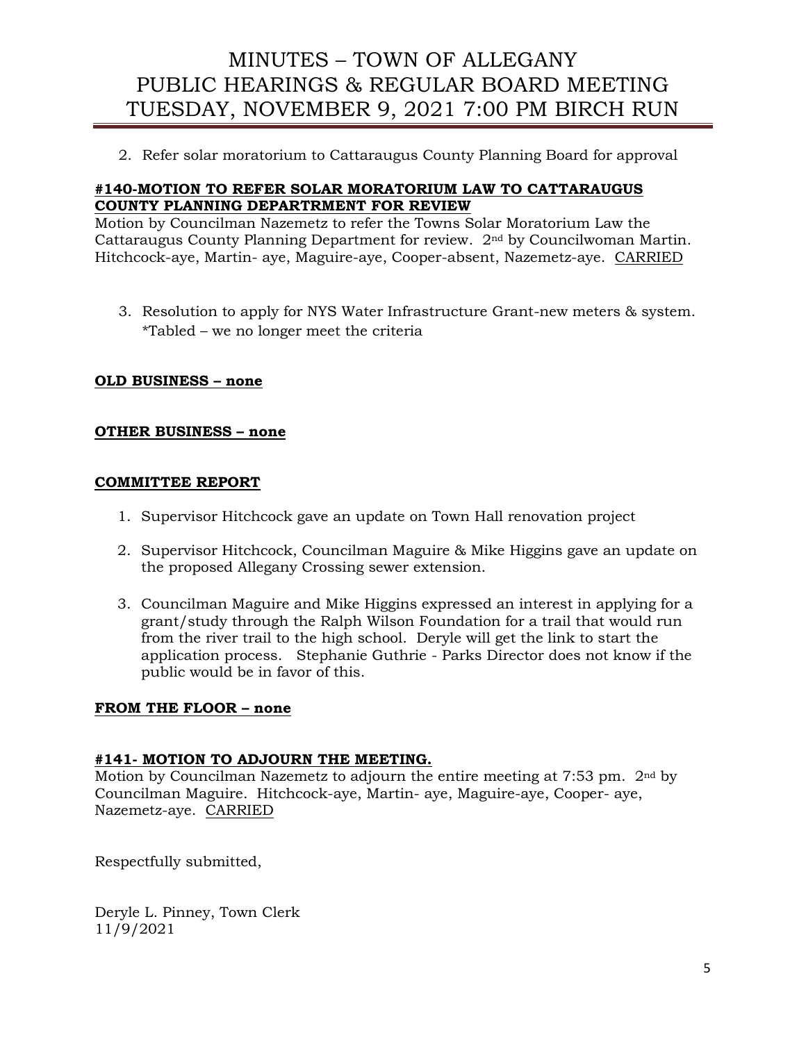2. Refer solar moratorium to Cattaraugus County Planning Board for approval

**#140-MOTION TO REFER SOLAR MORATORIUM LAW TO CATTARAUGUS COUNTY PLANNING DEPARTRMENT FOR REVIEW**

Motion by Councilman Nazemetz to refer the Towns Solar Moratorium Law the Cattaraugus County Planning Department for review. 2nd by Councilwoman Martin. Hitchcock-aye, Martin- aye, Maguire-aye, Cooper-absent, Nazemetz-aye. CARRIED

3. Resolution to apply for NYS Water Infrastructure Grant-new meters & system. *Tabled – we no longer meet the criteria

**OLD BUSINESS – none**

**OTHER BUSINESS – none**

**COMMITTEE REPORT**

1. Supervisor Hitchcock gave an update on Town Hall renovation project
2. Supervisor Hitchcock, Councilman Maguire & Mike Higgins gave an update on the proposed Allegany Crossing sewer extension.
3. Councilman Maguire and Mike Higgins expressed an interest in applying for a grant/study through the Ralph Wilson Foundation for a trail that would run from the river trail to the high school. Deryle will get the link to start the application process. Stephanie Guthrie - Parks Director does not know if the public would be in favor of this.

**FROM THE FLOOR – none**

**#141- MOTION TO ADJOURN THE MEETING.**

Motion by Councilman Nazemetz to adjourn the entire meeting at 7:53 pm. 2nd by Councilman Maguire. Hitchcock-aye, Martin- aye, Maguire-aye, Cooper- aye, Nazemetz-aye. CARRIED

Respectfully submitted,

Deryle L. Pinney, Town Clerk
11/9/2021